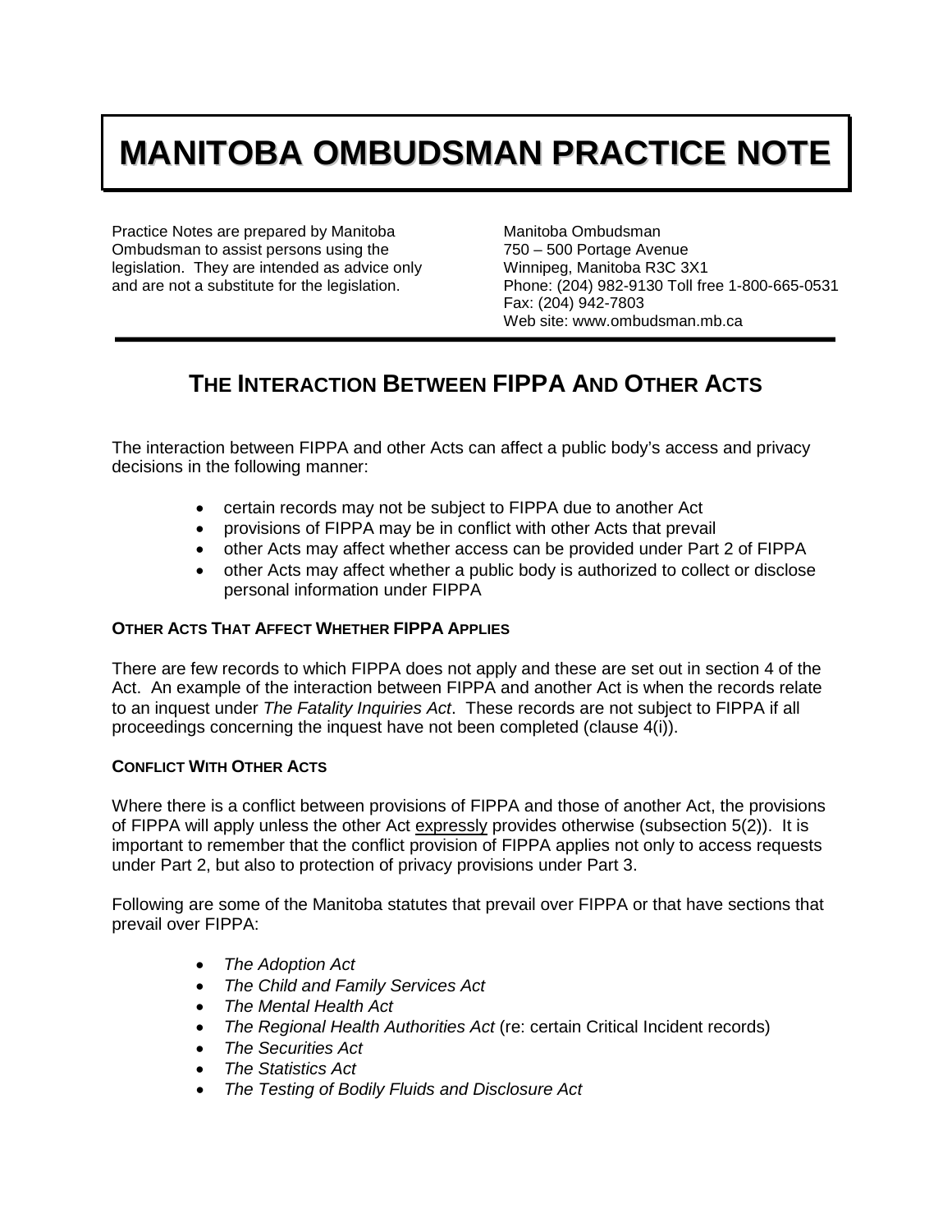# MANITOBA OMBUDSMAN PRACTICE NOTE

Practice Notes are prepared by Manitoba Ombudsman to assist persons using the legislation. They are intended as advice only and are not a substitute for the legislation.

Manitoba Ombudsman
750 – 500 Portage Avenue
Winnipeg, Manitoba R3C 3X1
Phone: (204) 982-9130 Toll free 1-800-665-0531
Fax: (204) 942-7803
Web site: www.ombudsman.mb.ca

## THE INTERACTION BETWEEN FIPPA AND OTHER ACTS

The interaction between FIPPA and other Acts can affect a public body's access and privacy decisions in the following manner:

- certain records may not be subject to FIPPA due to another Act
- provisions of FIPPA may be in conflict with other Acts that prevail
- other Acts may affect whether access can be provided under Part 2 of FIPPA
- other Acts may affect whether a public body is authorized to collect or disclose personal information under FIPPA

### OTHER ACTS THAT AFFECT WHETHER FIPPA APPLIES

There are few records to which FIPPA does not apply and these are set out in section 4 of the Act. An example of the interaction between FIPPA and another Act is when the records relate to an inquest under *The Fatality Inquiries Act*. These records are not subject to FIPPA if all proceedings concerning the inquest have not been completed (clause 4(i)).

### CONFLICT WITH OTHER ACTS

Where there is a conflict between provisions of FIPPA and those of another Act, the provisions of FIPPA will apply unless the other Act expressly provides otherwise (subsection 5(2)). It is important to remember that the conflict provision of FIPPA applies not only to access requests under Part 2, but also to protection of privacy provisions under Part 3.

Following are some of the Manitoba statutes that prevail over FIPPA or that have sections that prevail over FIPPA:

- *The Adoption Act*
- *The Child and Family Services Act*
- *The Mental Health Act*
- *The Regional Health Authorities Act* (re: certain Critical Incident records)
- *The Securities Act*
- *The Statistics Act*
- *The Testing of Bodily Fluids and Disclosure Act*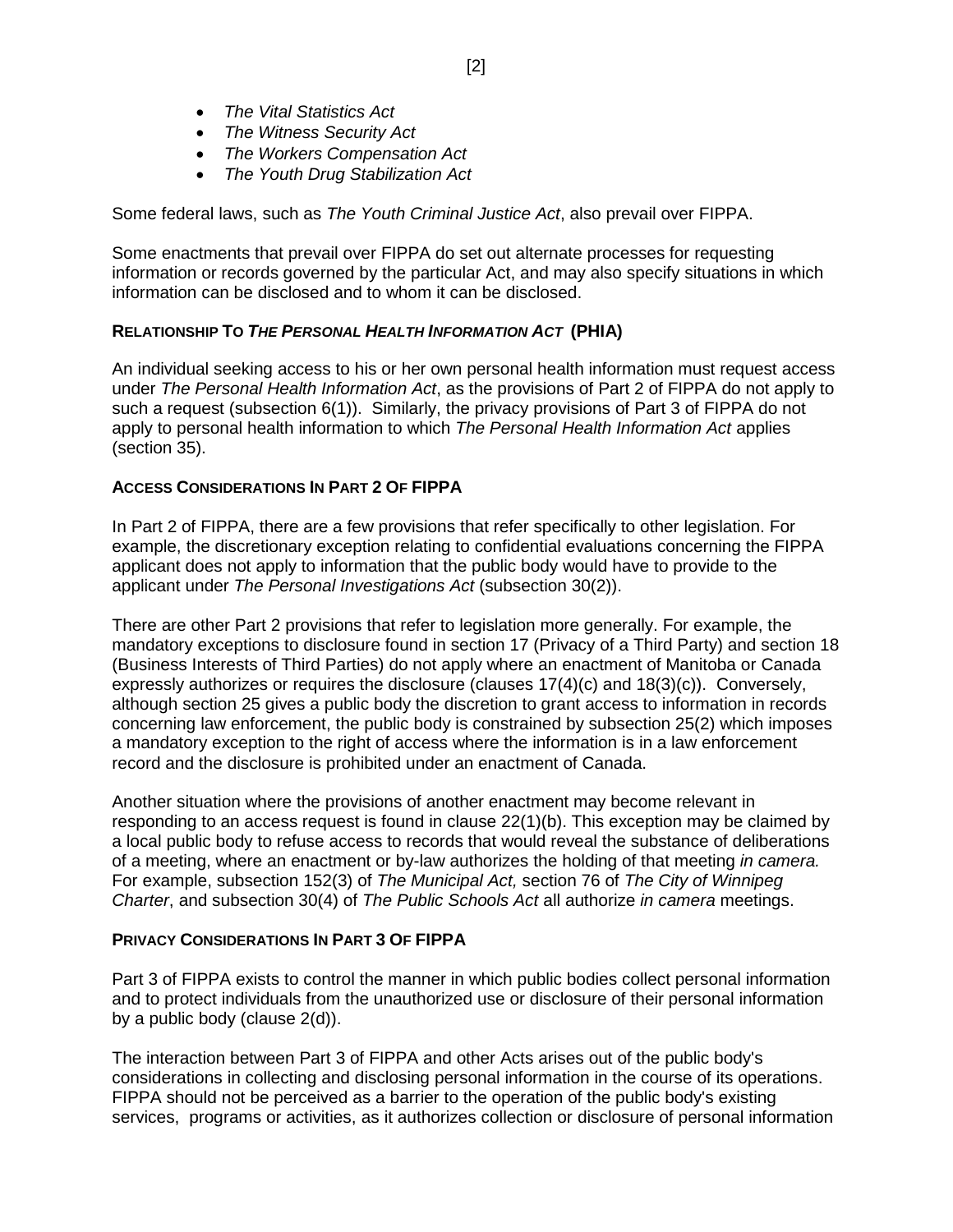- *The Vital Statistics Act*
- *The Witness Security Act*
- *The Workers Compensation Act*
- *The Youth Drug Stabilization Act*

Some federal laws, such as *The Youth Criminal Justice Act*, also prevail over FIPPA.

Some enactments that prevail over FIPPA do set out alternate processes for requesting information or records governed by the particular Act, and may also specify situations in which information can be disclosed and to whom it can be disclosed.

### RELATIONSHIP TO *THE PERSONAL HEALTH INFORMATION ACT* (PHIA)

An individual seeking access to his or her own personal health information must request access under *The Personal Health Information Act*, as the provisions of Part 2 of FIPPA do not apply to such a request (subsection 6(1)). Similarly, the privacy provisions of Part 3 of FIPPA do not apply to personal health information to which *The Personal Health Information Act* applies (section 35).

### ACCESS CONSIDERATIONS IN PART 2 OF FIPPA

In Part 2 of FIPPA, there are a few provisions that refer specifically to other legislation. For example, the discretionary exception relating to confidential evaluations concerning the FIPPA applicant does not apply to information that the public body would have to provide to the applicant under *The Personal Investigations Act* (subsection 30(2)).

There are other Part 2 provisions that refer to legislation more generally. For example, the mandatory exceptions to disclosure found in section 17 (Privacy of a Third Party) and section 18 (Business Interests of Third Parties) do not apply where an enactment of Manitoba or Canada expressly authorizes or requires the disclosure (clauses 17(4)(c) and 18(3)(c)). Conversely, although section 25 gives a public body the discretion to grant access to information in records concerning law enforcement, the public body is constrained by subsection 25(2) which imposes a mandatory exception to the right of access where the information is in a law enforcement record and the disclosure is prohibited under an enactment of Canada.

Another situation where the provisions of another enactment may become relevant in responding to an access request is found in clause 22(1)(b). This exception may be claimed by a local public body to refuse access to records that would reveal the substance of deliberations of a meeting, where an enactment or by-law authorizes the holding of that meeting *in camera.* For example, subsection 152(3) of *The Municipal Act,* section 76 of *The City of Winnipeg Charter*, and subsection 30(4) of *The Public Schools Act* all authorize *in camera* meetings.

### PRIVACY CONSIDERATIONS IN PART 3 OF FIPPA

Part 3 of FIPPA exists to control the manner in which public bodies collect personal information and to protect individuals from the unauthorized use or disclosure of their personal information by a public body (clause 2(d)).

The interaction between Part 3 of FIPPA and other Acts arises out of the public body's considerations in collecting and disclosing personal information in the course of its operations. FIPPA should not be perceived as a barrier to the operation of the public body's existing services, programs or activities, as it authorizes collection or disclosure of personal information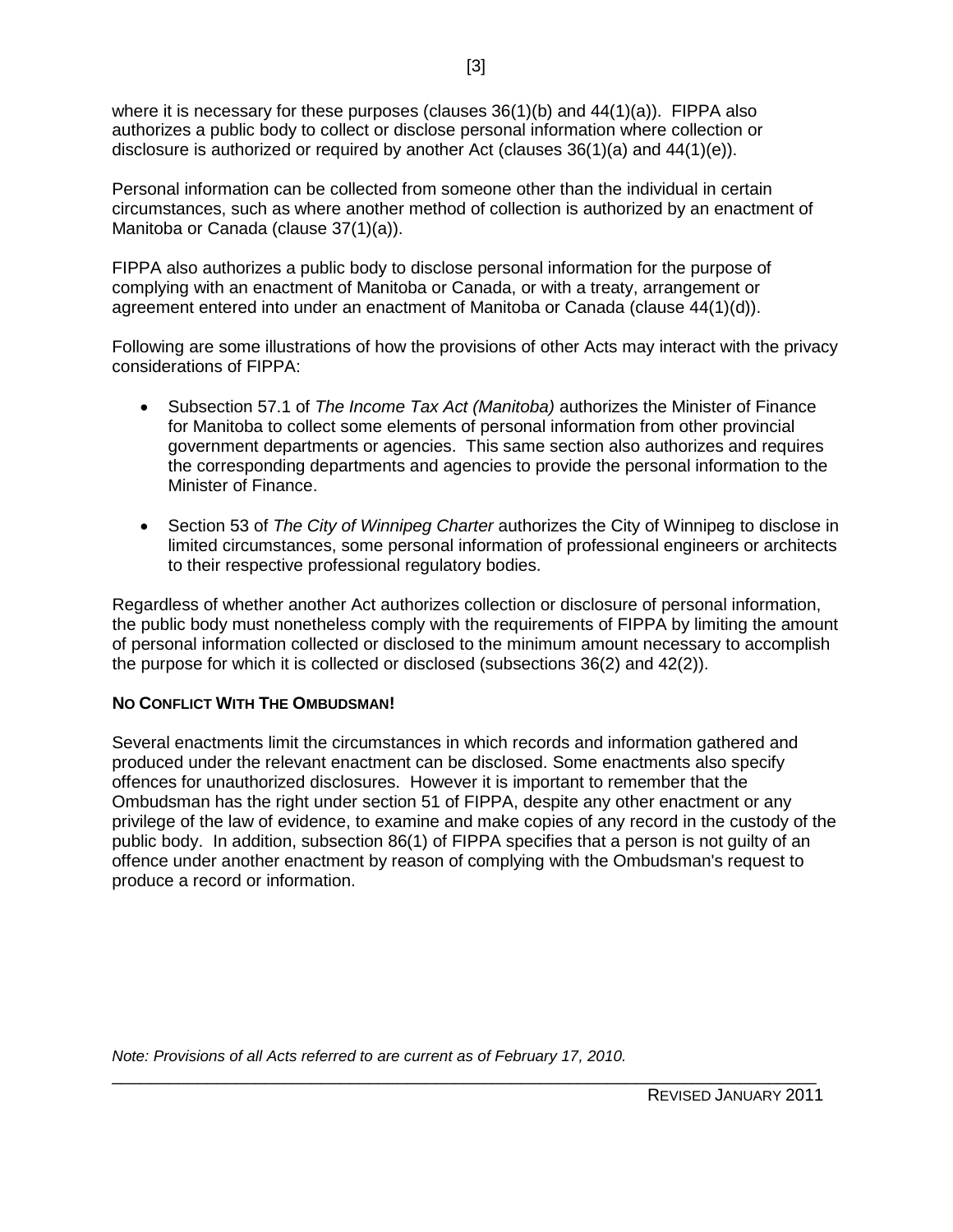where it is necessary for these purposes (clauses 36(1)(b) and 44(1)(a)). FIPPA also authorizes a public body to collect or disclose personal information where collection or disclosure is authorized or required by another Act (clauses 36(1)(a) and 44(1)(e)).

Personal information can be collected from someone other than the individual in certain circumstances, such as where another method of collection is authorized by an enactment of Manitoba or Canada (clause 37(1)(a)).

FIPPA also authorizes a public body to disclose personal information for the purpose of complying with an enactment of Manitoba or Canada, or with a treaty, arrangement or agreement entered into under an enactment of Manitoba or Canada (clause 44(1)(d)).

Following are some illustrations of how the provisions of other Acts may interact with the privacy considerations of FIPPA:

- Subsection 57.1 of *The Income Tax Act (Manitoba)* authorizes the Minister of Finance for Manitoba to collect some elements of personal information from other provincial government departments or agencies. This same section also authorizes and requires the corresponding departments and agencies to provide the personal information to the Minister of Finance.
- Section 53 of *The City of Winnipeg Charter* authorizes the City of Winnipeg to disclose in limited circumstances, some personal information of professional engineers or architects to their respective professional regulatory bodies.

Regardless of whether another Act authorizes collection or disclosure of personal information, the public body must nonetheless comply with the requirements of FIPPA by limiting the amount of personal information collected or disclosed to the minimum amount necessary to accomplish the purpose for which it is collected or disclosed (subsections 36(2) and 42(2)).

**NO CONFLICT WITH THE OMBUDSMAN!**

Several enactments limit the circumstances in which records and information gathered and produced under the relevant enactment can be disclosed. Some enactments also specify offences for unauthorized disclosures. However it is important to remember that the Ombudsman has the right under section 51 of FIPPA, despite any other enactment or any privilege of the law of evidence, to examine and make copies of any record in the custody of the public body. In addition, subsection 86(1) of FIPPA specifies that a person is not guilty of an offence under another enactment by reason of complying with the Ombudsman's request to produce a record or information.

*Note: Provisions of all Acts referred to are current as of February 17, 2010.*

REVISED JANUARY 2011